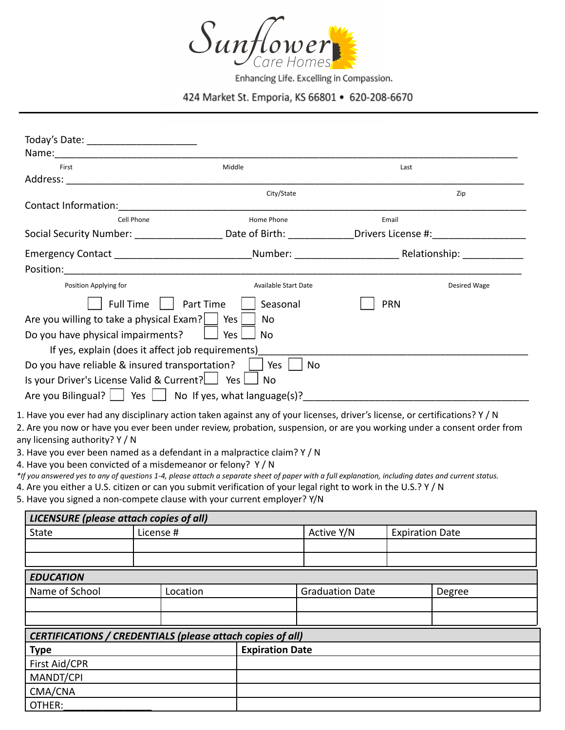# Sunflower Care Homes

Enhancing Life. Excelling in Compassion.

424 Market St. Emporia, KS 66801 • 620-208-6670

---

Today's Date: ____________________

Name:________________________________________________________________________________

First | Middle | Last

Address: ______________________________________________________________________________

City/State | Zip

Contact Information:___________________________________________________________________

Cell Phone | Home Phone | Email

Social Security Number: ________________ Date of Birth: ____________Drivers License #:_________________

Emergency Contact _________________________Number: ___________________ Relationship: ___________

Position:______________________________________________________________________________

Position Applying for | Available Start Date | Desired Wage

☐ Full Time ☐ Part Time ☐ Seasonal ☐ PRN

Are you willing to take a physical Exam? ☐ Yes ☐ No

Do you have physical impairments? ☐ Yes ☐ No

If yes, explain (does it affect job requirements)_____________________________________________

Do you have reliable & insured transportation? ☐ Yes ☐ No

Is your Driver's License Valid & Current? ☐ Yes ☐ No

Are you Bilingual? ☐ Yes ☐ No If yes, what language(s)?________________________________________

1. Have you ever had any disciplinary action taken against any of your licenses, driver's license, or certifications? Y / N
2. Are you now or have you ever been under review, probation, suspension, or are you working under a consent order from any licensing authority? Y / N
3. Have you ever been named as a defendant in a malpractice claim? Y / N
4. Have you been convicted of a misdemeanor or felony? Y / N

*\*If you answered yes to any of questions 1-4, please attach a separate sheet of paper with a full explanation, including dates and current status.*

4. Are you either a U.S. citizen or can you submit verification of your legal right to work in the U.S.? Y / N
5. Have you signed a non-compete clause with your current employer? Y/N

| ***LICENSURE (please attach copies of all)*** | | | |
|---|---|---|---|
| State | License # | Active Y/N | Expiration Date |
| | | | |
| | | | |

| ***EDUCATION*** | | | |
|---|---|---|---|
| Name of School | Location | Graduation Date | Degree |
| | | | |
| | | | |

| ***CERTIFICATIONS / CREDENTIALS (please attach copies of all)*** | |
|---|---|
| **Type** | **Expiration Date** |
| First Aid/CPR | |
| MANDT/CPI | |
| CMA/CNA | |
| OTHER:________________ | |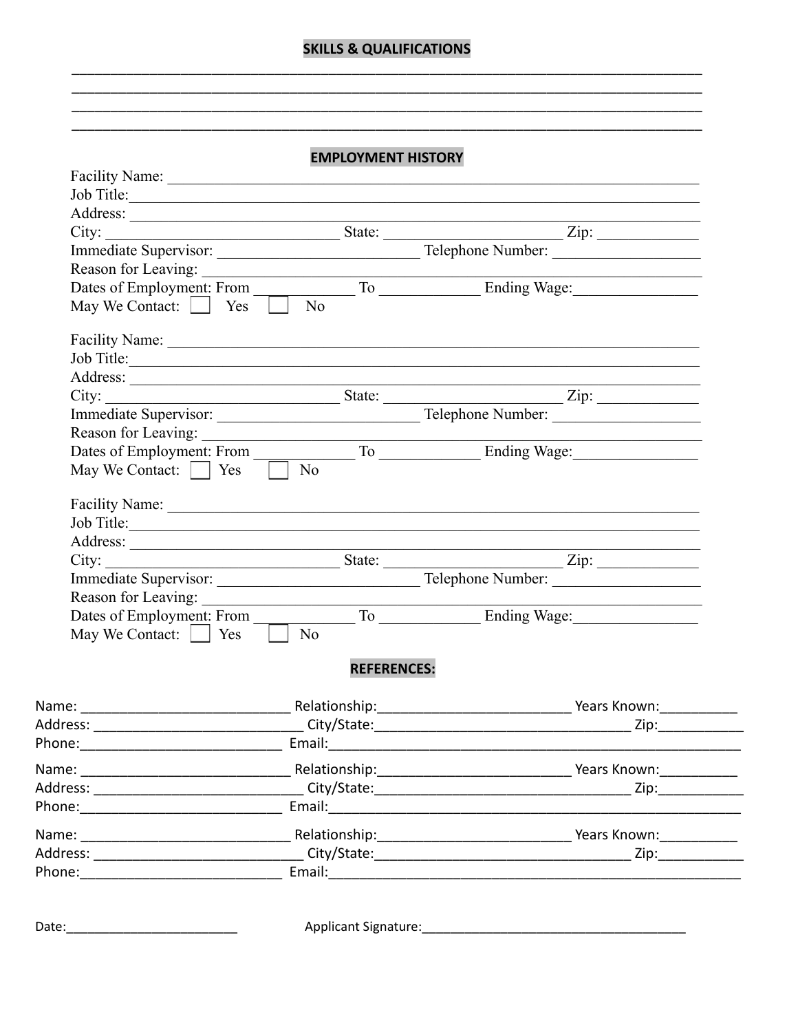## SKILLS & QUALIFICATIONS

______________________________________________________________________________
______________________________________________________________________________
______________________________________________________________________________
______________________________________________________________________________

## EMPLOYMENT HISTORY

Facility Name: ______________________________________________________________
Job Title:__________________________________________________________________
Address: ___________________________________________________________________
City: ____________________________ State: ______________________ Zip: ____________
Immediate Supervisor: _________________________ Telephone Number: __________________
Reason for Leaving: _________________________________________________________
Dates of Employment: From ____________ To ____________ Ending Wage:________________
May We Contact: ☐ Yes ☐ No

Facility Name: ______________________________________________________________
Job Title:__________________________________________________________________
Address: ___________________________________________________________________
City: ____________________________ State: ______________________ Zip: ____________
Immediate Supervisor: _________________________ Telephone Number: __________________
Reason for Leaving: _________________________________________________________
Dates of Employment: From ____________ To ____________ Ending Wage:________________
May We Contact: ☐ Yes ☐ No

Facility Name: ______________________________________________________________
Job Title:__________________________________________________________________
Address: ___________________________________________________________________
City: ____________________________ State: ______________________ Zip: ____________
Immediate Supervisor: _________________________ Telephone Number: __________________
Reason for Leaving: _________________________________________________________
Dates of Employment: From ____________ To ____________ Ending Wage:________________
May We Contact: ☐ Yes ☐ No

## REFERENCES:

Name: ___________________________ Relationship:_________________________ Years Known:__________
Address: ___________________________ City/State:_________________________________ Zip:___________
Phone:__________________________ Email:________________________________________________________

Name: ___________________________ Relationship:_________________________ Years Known:__________
Address: ___________________________ City/State:_________________________________ Zip:___________
Phone:__________________________ Email:________________________________________________________

Name: ___________________________ Relationship:_________________________ Years Known:__________
Address: ___________________________ City/State:_________________________________ Zip:___________
Phone:__________________________ Email:________________________________________________________

Date:________________________ Applicant Signature:_____________________________________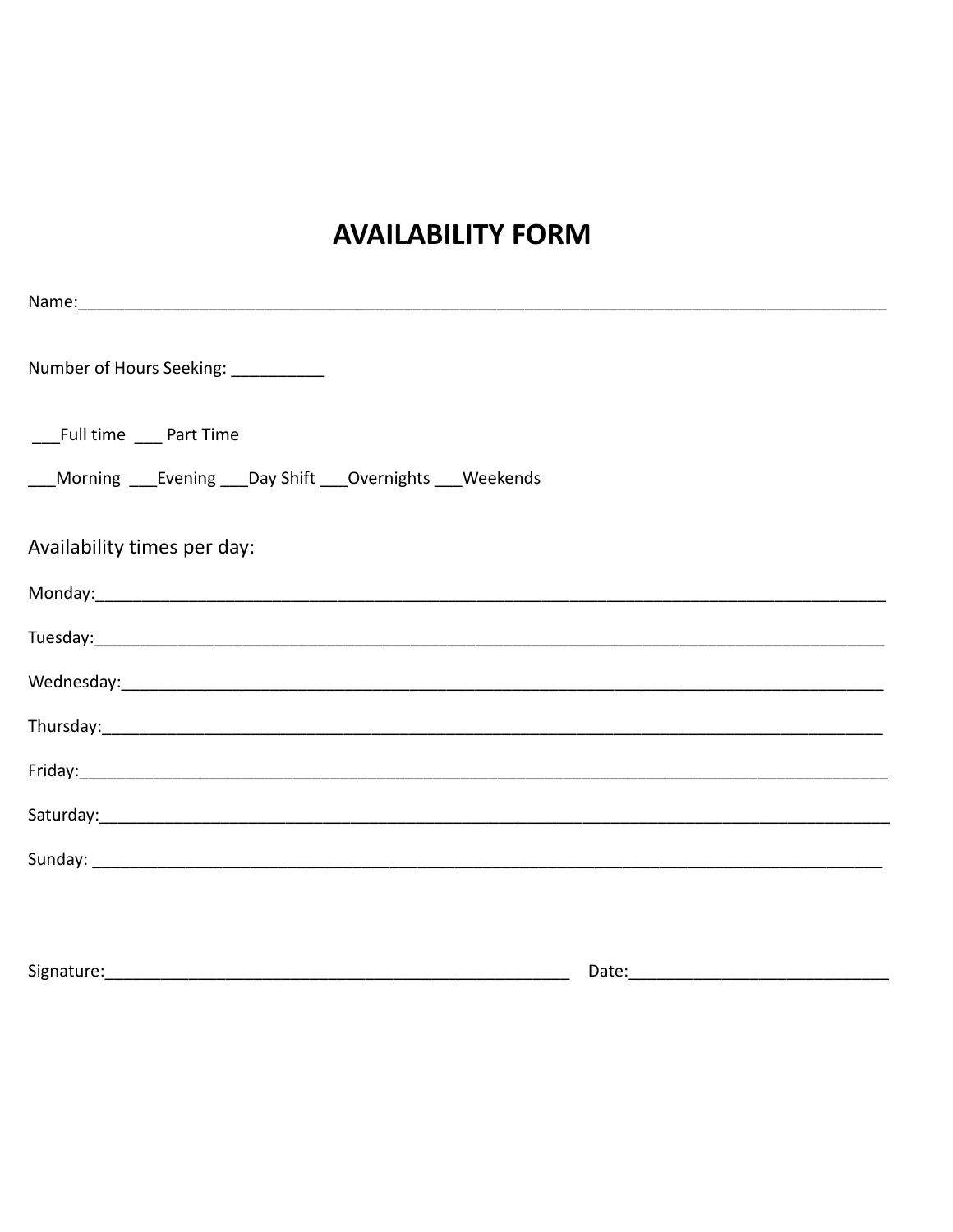# AVAILABILITY FORM

Name:_______________________________________________________________________________________

Number of Hours Seeking: __________

___Full time ___ Part Time

___Morning ___Evening ___Day Shift ___Overnights ___Weekends

Availability times per day:

Monday:_____________________________________________________________________________________

Tuesday:____________________________________________________________________________________

Wednesday:__________________________________________________________________________________

Thursday:___________________________________________________________________________________

Friday:_____________________________________________________________________________________

Saturday:___________________________________________________________________________________

Sunday: ____________________________________________________________________________________

Signature:____________________________________________________ Date:____________________________